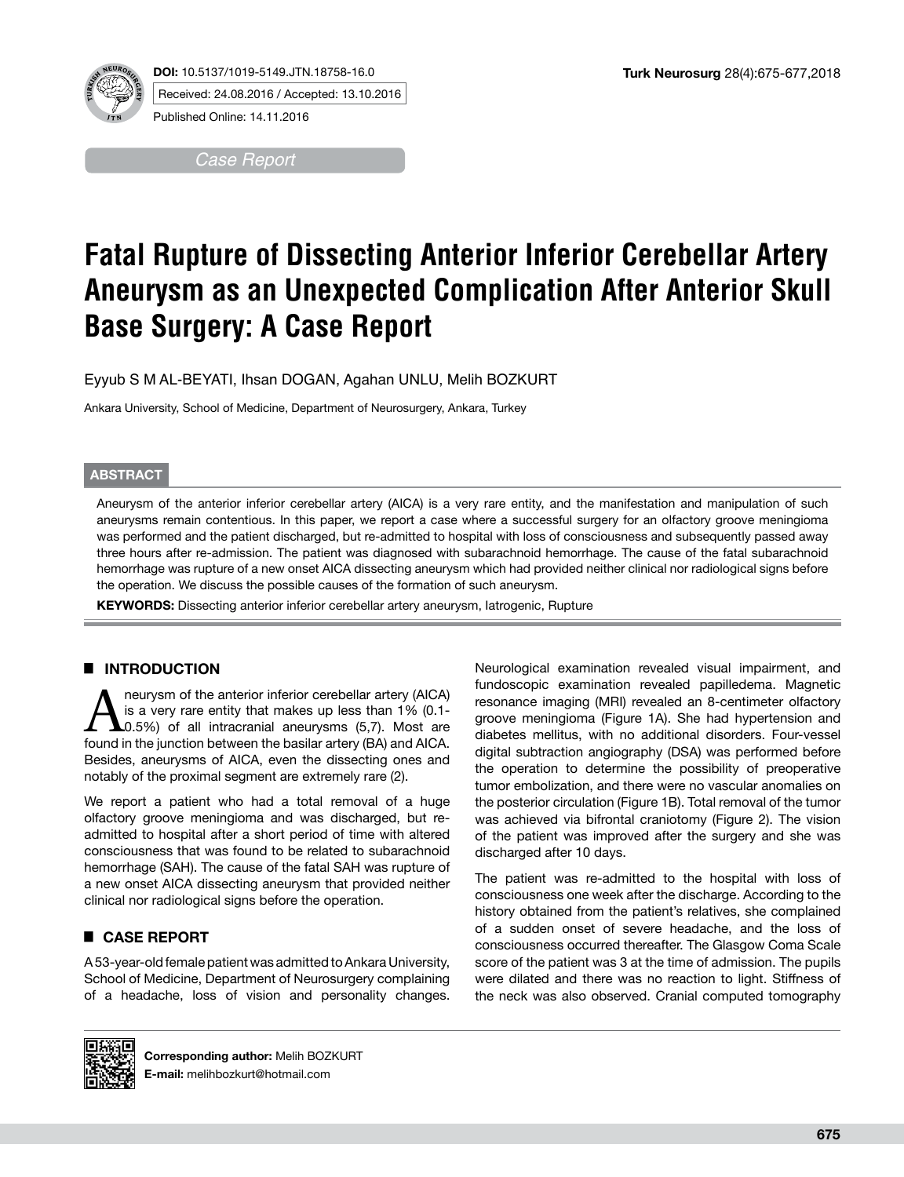DOI: 10.5137/1019-5149.JTN.18758-16.0

Received: 24.08.2016 / Accepted: 13.10.2016

Published Online: 14.11.2016

*Case Report*

# Fatal Rupture of Dissecting Anterior Inferior Cerebellar Artery Aneurysm as an Unexpected Complication After Anterior Skull Base Surgery: A Case Report

Eyyub S M AL-BEYATI, Ihsan DOGAN, Agahan UNLU, Melih BOZKURT

Ankara University, School of Medicine, Department of Neurosurgery, Ankara, Turkey

## ABSTRACT

Aneurysm of the anterior inferior cerebellar artery (AICA) is a very rare entity, and the manifestation and manipulation of such aneurysms remain contentious. In this paper, we report a case where a successful surgery for an olfactory groove meningioma was performed and the patient discharged, but re-admitted to hospital with loss of consciousness and subsequently passed away three hours after re-admission. The patient was diagnosed with subarachnoid hemorrhage. The cause of the fatal subarachnoid hemorrhage was rupture of a new onset AICA dissecting aneurysm which had provided neither clinical nor radiological signs before the operation. We discuss the possible causes of the formation of such aneurysm.

**KEYWORDS:** Dissecting anterior inferior cerebellar artery aneurysm, Iatrogenic, Rupture

## INTRODUCTION

Aneurysm of the anterior inferior cerebellar artery (AICA) is a very rare entity that makes up less than 1% (0.1-0.5%) of all intracranial aneurysms (5,7). Most are found in the junction between the basilar artery (BA) and AICA. Besides, aneurysms of AICA, even the dissecting ones and notably of the proximal segment are extremely rare (2).

We report a patient who had a total removal of a huge olfactory groove meningioma and was discharged, but re-admitted to hospital after a short period of time with altered consciousness that was found to be related to subarachnoid hemorrhage (SAH). The cause of the fatal SAH was rupture of a new onset AICA dissecting aneurysm that provided neither clinical nor radiological signs before the operation.

## CASE REPORT

A 53-year-old female patient was admitted to Ankara University, School of Medicine, Department of Neurosurgery complaining of a headache, loss of vision and personality changes. Neurological examination revealed visual impairment, and fundoscopic examination revealed papilledema. Magnetic resonance imaging (MRI) revealed an 8-centimeter olfactory groove meningioma (Figure 1A). She had hypertension and diabetes mellitus, with no additional disorders. Four-vessel digital subtraction angiography (DSA) was performed before the operation to determine the possibility of preoperative tumor embolization, and there were no vascular anomalies on the posterior circulation (Figure 1B). Total removal of the tumor was achieved via bifrontal craniotomy (Figure 2). The vision of the patient was improved after the surgery and she was discharged after 10 days.

The patient was re-admitted to the hospital with loss of consciousness one week after the discharge. According to the history obtained from the patient's relatives, she complained of a sudden onset of severe headache, and the loss of consciousness occurred thereafter. The Glasgow Coma Scale score of the patient was 3 at the time of admission. The pupils were dilated and there was no reaction to light. Stiffness of the neck was also observed. Cranial computed tomography

**Corresponding author:** Melih BOZKURT

**E-mail:** melihbozkurt@hotmail.com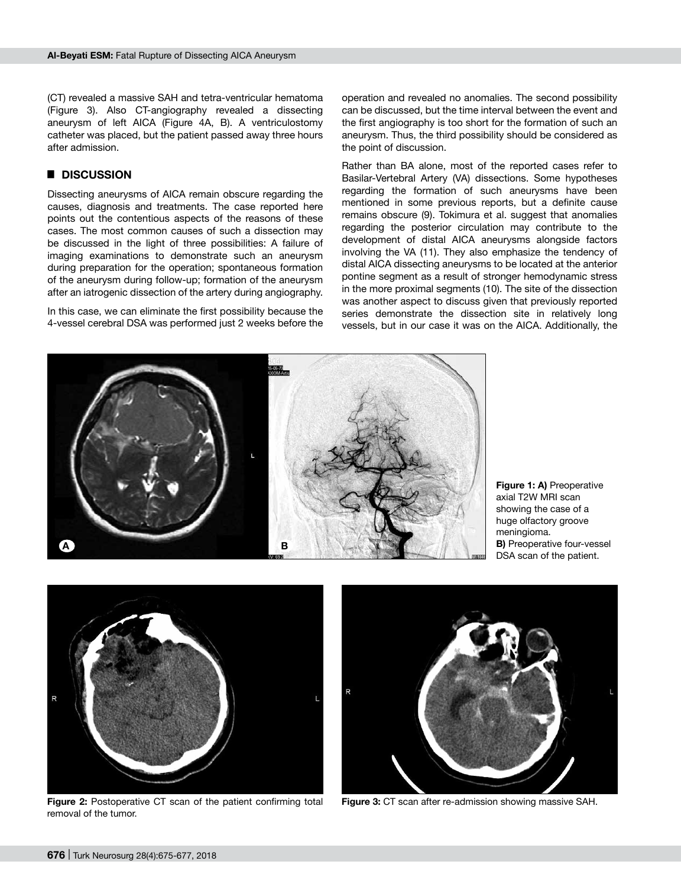(CT) revealed a massive SAH and tetra-ventricular hematoma (Figure 3). Also CT-angiography revealed a dissecting aneurysm of left AICA (Figure 4A, B). A ventriculostomy catheter was placed, but the patient passed away three hours after admission.

## ■ DISCUSSION

Dissecting aneurysms of AICA remain obscure regarding the causes, diagnosis and treatments. The case reported here points out the contentious aspects of the reasons of these cases. The most common causes of such a dissection may be discussed in the light of three possibilities: A failure of imaging examinations to demonstrate such an aneurysm during preparation for the operation; spontaneous formation of the aneurysm during follow-up; formation of the aneurysm after an iatrogenic dissection of the artery during angiography.

In this case, we can eliminate the first possibility because the 4-vessel cerebral DSA was performed just 2 weeks before the operation and revealed no anomalies. The second possibility can be discussed, but the time interval between the event and the first angiography is too short for the formation of such an aneurysm. Thus, the third possibility should be considered as the point of discussion.

Rather than BA alone, most of the reported cases refer to Basilar-Vertebral Artery (VA) dissections. Some hypotheses regarding the formation of such aneurysms have been mentioned in some previous reports, but a definite cause remains obscure (9). Tokimura et al. suggest that anomalies regarding the posterior circulation may contribute to the development of distal AICA aneurysms alongside factors involving the VA (11). They also emphasize the tendency of distal AICA dissecting aneurysms to be located at the anterior pontine segment as a result of stronger hemodynamic stress in the more proximal segments (10). The site of the dissection was another aspect to discuss given that previously reported series demonstrate the dissection site in relatively long vessels, but in our case it was on the AICA. Additionally, the

**Figure 1: A)** Preoperative axial T2W MRI scan showing the case of a huge olfactory groove meningioma. **B)** Preoperative four-vessel DSA scan of the patient.

**Figure 2:** Postoperative CT scan of the patient confirming total removal of the tumor.

**Figure 3:** CT scan after re-admission showing massive SAH.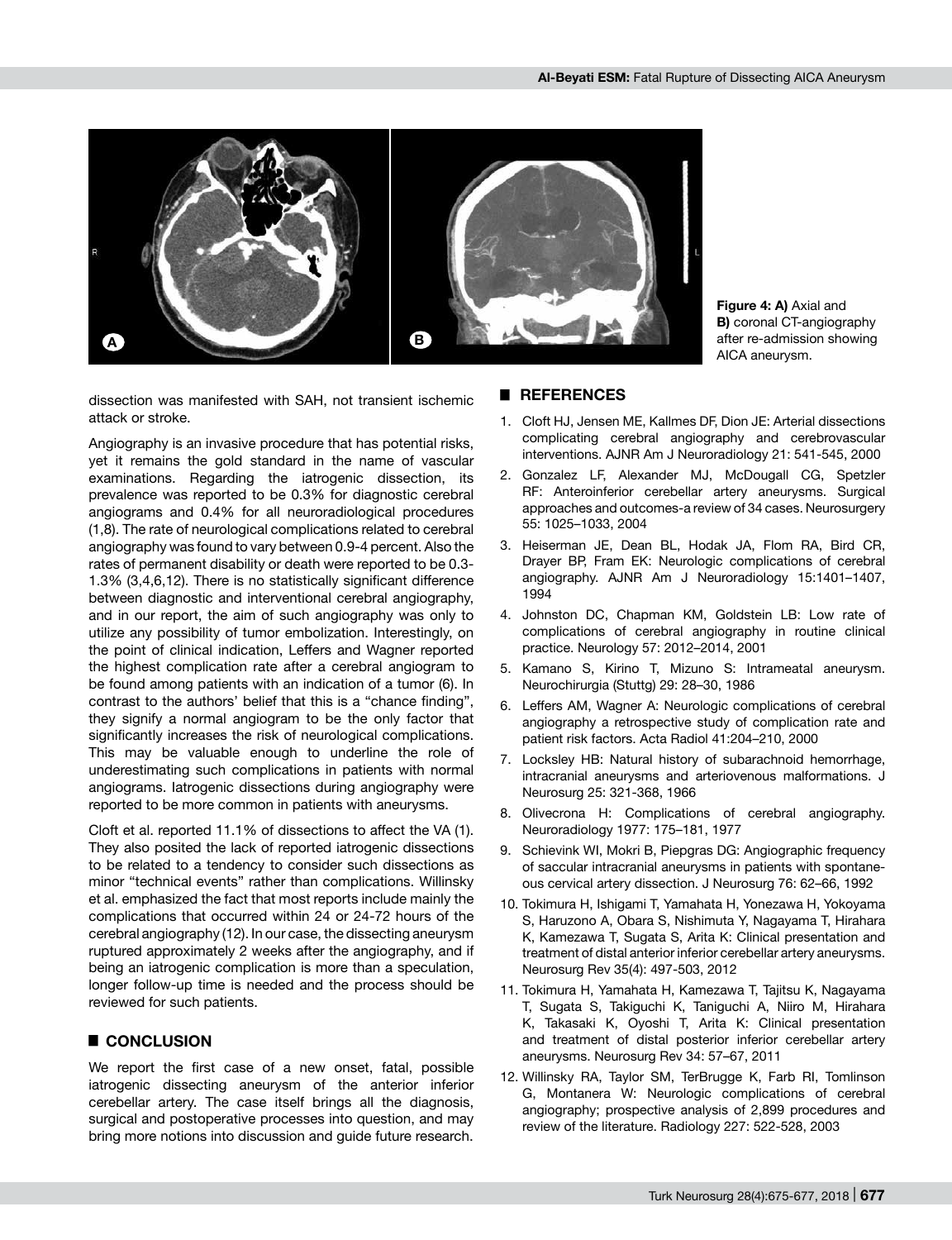Figure 4: A) Axial and B) coronal CT-angiography after re-admission showing AICA aneurysm.

dissection was manifested with SAH, not transient ischemic attack or stroke.

Angiography is an invasive procedure that has potential risks, yet it remains the gold standard in the name of vascular examinations. Regarding the iatrogenic dissection, its prevalence was reported to be 0.3% for diagnostic cerebral angiograms and 0.4% for all neuroradiological procedures (1,8). The rate of neurological complications related to cerebral angiography was found to vary between 0.9-4 percent. Also the rates of permanent disability or death were reported to be 0.3-1.3% (3,4,6,12). There is no statistically significant difference between diagnostic and interventional cerebral angiography, and in our report, the aim of such angiography was only to utilize any possibility of tumor embolization. Interestingly, on the point of clinical indication, Leffers and Wagner reported the highest complication rate after a cerebral angiogram to be found among patients with an indication of a tumor (6). In contrast to the authors' belief that this is a "chance finding", they signify a normal angiogram to be the only factor that significantly increases the risk of neurological complications. This may be valuable enough to underline the role of underestimating such complications in patients with normal angiograms. Iatrogenic dissections during angiography were reported to be more common in patients with aneurysms.

Cloft et al. reported 11.1% of dissections to affect the VA (1). They also posited the lack of reported iatrogenic dissections to be related to a tendency to consider such dissections as minor "technical events" rather than complications. Willinsky et al. emphasized the fact that most reports include mainly the complications that occurred within 24 or 24-72 hours of the cerebral angiography (12). In our case, the dissecting aneurysm ruptured approximately 2 weeks after the angiography, and if being an iatrogenic complication is more than a speculation, longer follow-up time is needed and the process should be reviewed for such patients.

## CONCLUSION

We report the first case of a new onset, fatal, possible iatrogenic dissecting aneurysm of the anterior inferior cerebellar artery. The case itself brings all the diagnosis, surgical and postoperative processes into question, and may bring more notions into discussion and guide future research.

## REFERENCES

1. Cloft HJ, Jensen ME, Kallmes DF, Dion JE: Arterial dissections complicating cerebral angiography and cerebrovascular interventions. AJNR Am J Neuroradiology 21: 541-545, 2000
2. Gonzalez LF, Alexander MJ, McDougall CG, Spetzler RF: Anteroinferior cerebellar artery aneurysms. Surgical approaches and outcomes-a review of 34 cases. Neurosurgery 55: 1025–1033, 2004
3. Heiserman JE, Dean BL, Hodak JA, Flom RA, Bird CR, Drayer BP, Fram EK: Neurologic complications of cerebral angiography. AJNR Am J Neuroradiology 15:1401–1407, 1994
4. Johnston DC, Chapman KM, Goldstein LB: Low rate of complications of cerebral angiography in routine clinical practice. Neurology 57: 2012–2014, 2001
5. Kamano S, Kirino T, Mizuno S: Intrameatal aneurysm. Neurochirurgia (Stuttg) 29: 28–30, 1986
6. Leffers AM, Wagner A: Neurologic complications of cerebral angiography a retrospective study of complication rate and patient risk factors. Acta Radiol 41:204–210, 2000
7. Locksley HB: Natural history of subarachnoid hemorrhage, intracranial aneurysms and arteriovenous malformations. J Neurosurg 25: 321-368, 1966
8. Olivecrona H: Complications of cerebral angiography. Neuroradiology 1977: 175–181, 1977
9. Schievink WI, Mokri B, Piepgras DG: Angiographic frequency of saccular intracranial aneurysms in patients with spontaneous cervical artery dissection. J Neurosurg 76: 62–66, 1992
10. Tokimura H, Ishigami T, Yamahata H, Yonezawa H, Yokoyama S, Haruzono A, Obara S, Nishimuta Y, Nagayama T, Hirahara K, Kamezawa T, Sugata S, Arita K: Clinical presentation and treatment of distal anterior inferior cerebellar artery aneurysms. Neurosurg Rev 35(4): 497-503, 2012
11. Tokimura H, Yamahata H, Kamezawa T, Tajitsu K, Nagayama T, Sugata S, Takiguchi K, Taniguchi A, Niiro M, Hirahara K, Takasaki K, Oyoshi T, Arita K: Clinical presentation and treatment of distal posterior inferior cerebellar artery aneurysms. Neurosurg Rev 34: 57–67, 2011
12. Willinsky RA, Taylor SM, TerBrugge K, Farb RI, Tomlinson G, Montanera W: Neurologic complications of cerebral angiography; prospective analysis of 2,899 procedures and review of the literature. Radiology 227: 522-528, 2003